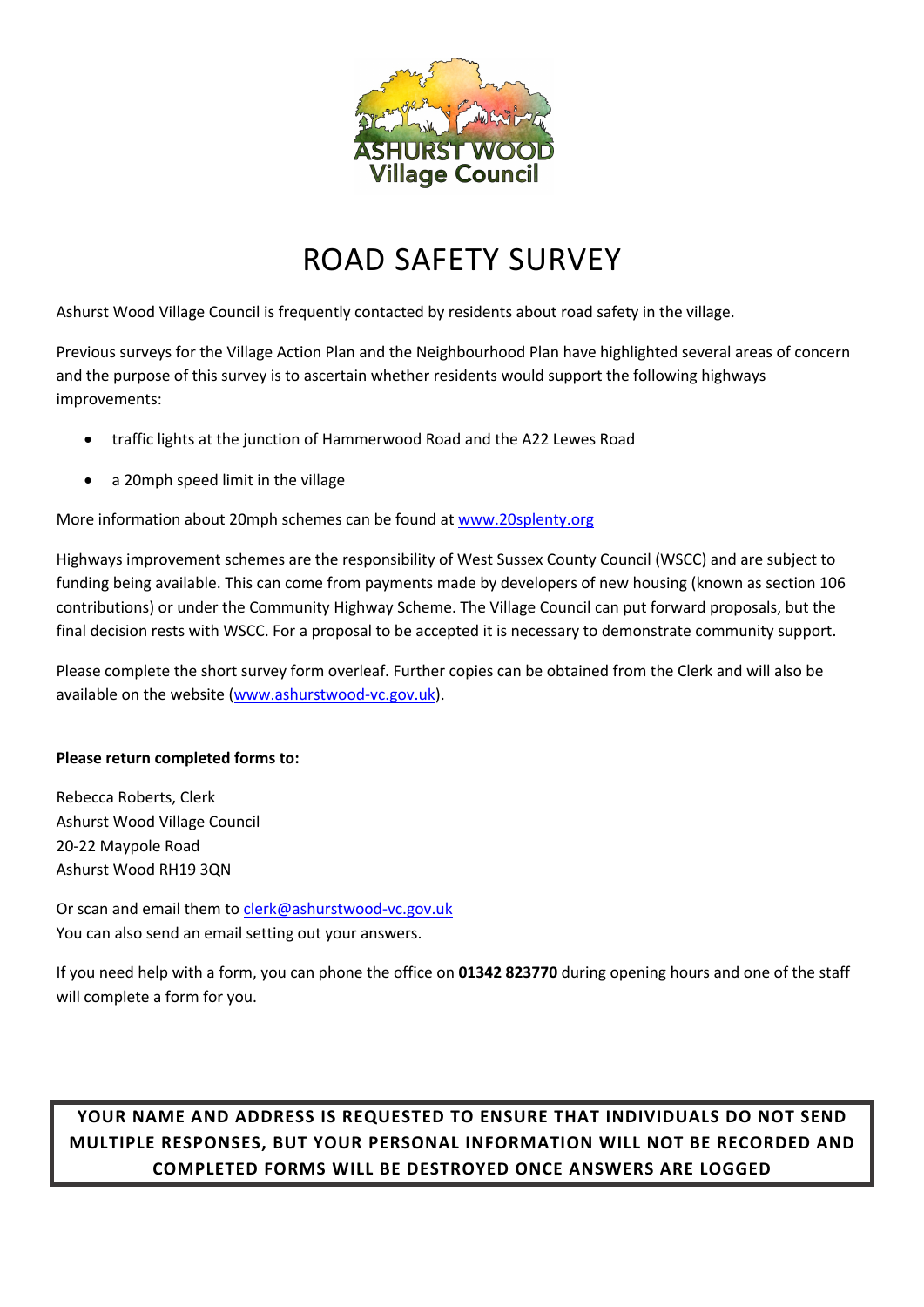# ROAD SAFETY SURVEY

Ashurst Wood Village Council is frequently contacted by residents about road safety in the village.

Previous surveys for the Village Action Plan and the Neighbourhood Plan have highlighted several areas of concern and the purpose of this survey is to ascertain whether residents would support the following highways improvements:

- traffic lights at the junction of Hammerwood Road and the A22 Lewes Road
- a 20mph speed limit in the village

More information about 20mph schemes can be found at www.20splenty.org

Highways improvement schemes are the responsibility of West Sussex County Council (WSCC) and are subject to funding being available. This can come from payments made by developers of new housing (known as section 106 contributions) or under the Community Highway Scheme. The Village Council can put forward proposals, but the final decision rests with WSCC. For a proposal to be accepted it is necessary to demonstrate community support.

Please complete the short survey form overleaf. Further copies can be obtained from the Clerk and will also be available on the website (www.ashurstwood-vc.gov.uk).

**Please return completed forms to:**

Rebecca Roberts, Clerk
Ashurst Wood Village Council
20-22 Maypole Road
Ashurst Wood RH19 3QN

Or scan and email them to clerk@ashurstwood-vc.gov.uk
You can also send an email setting out your answers.

If you need help with a form, you can phone the office on **01342 823770** during opening hours and one of the staff will complete a form for you.

**YOUR NAME AND ADDRESS IS REQUESTED TO ENSURE THAT INDIVIDUALS DO NOT SEND MULTIPLE RESPONSES, BUT YOUR PERSONAL INFORMATION WILL NOT BE RECORDED AND COMPLETED FORMS WILL BE DESTROYED ONCE ANSWERS ARE LOGGED**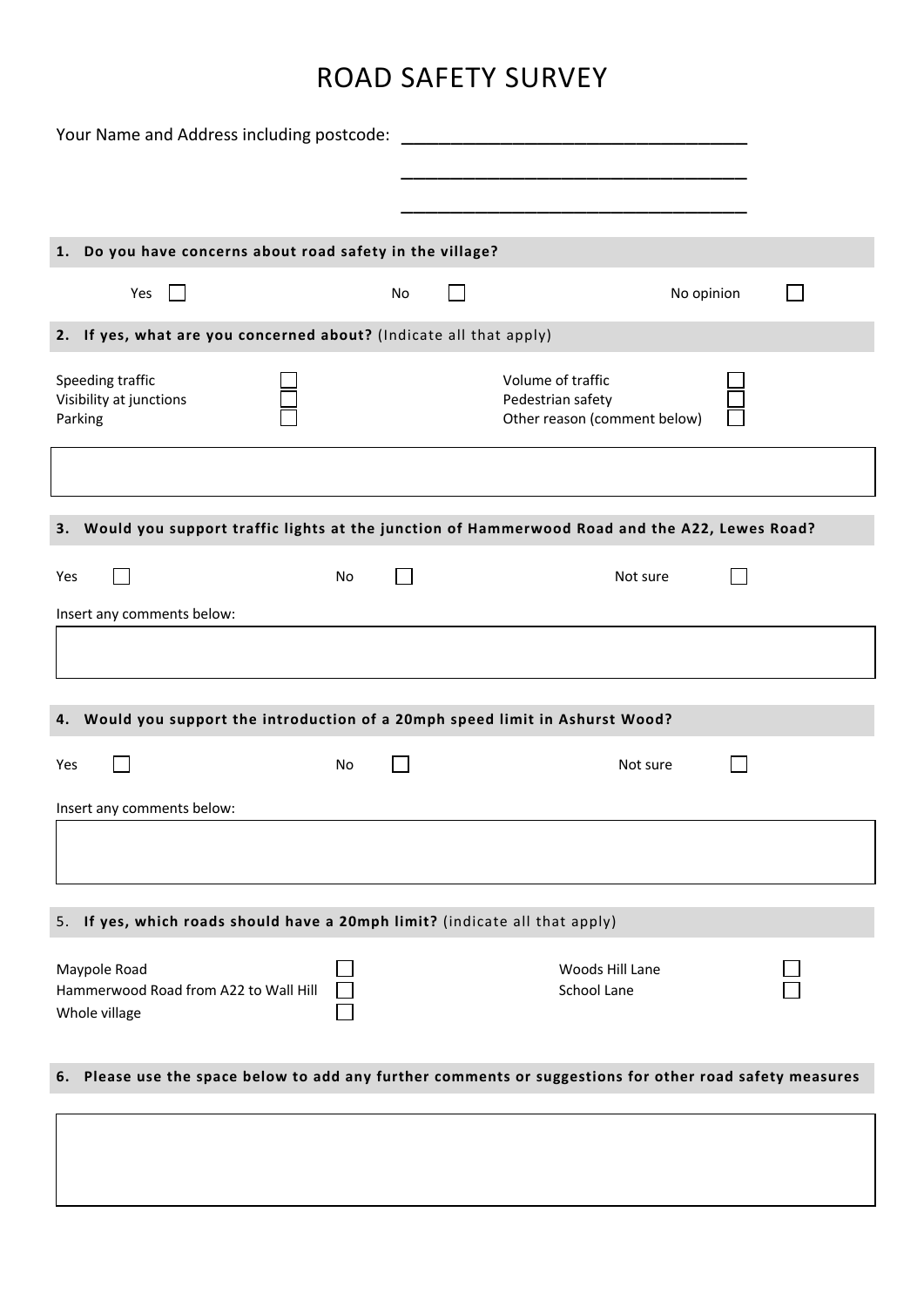# ROAD SAFETY SURVEY

Your Name and Address including postcode: ______________________________

______________________________

______________________________

**1. Do you have concerns about road safety in the village?**

Yes ☐ No ☐ No opinion ☐

**2. If yes, what are you concerned about?** (Indicate all that apply)

- Speeding traffic ☐
- Visibility at junctions ☐
- Parking ☐
- Volume of traffic ☐
- Pedestrian safety ☐
- Other reason (comment below) ☐

**3. Would you support traffic lights at the junction of Hammerwood Road and the A22, Lewes Road?**

Yes ☐ No ☐ Not sure ☐

Insert any comments below:

**4. Would you support the introduction of a 20mph speed limit in Ashurst Wood?**

Yes ☐ No ☐ Not sure ☐

Insert any comments below:

5. **If yes, which roads should have a 20mph limit?** (indicate all that apply)

- Maypole Road ☐
- Hammerwood Road from A22 to Wall Hill ☐
- Whole village ☐
- Woods Hill Lane ☐
- School Lane ☐

**6. Please use the space below to add any further comments or suggestions for other road safety measures**